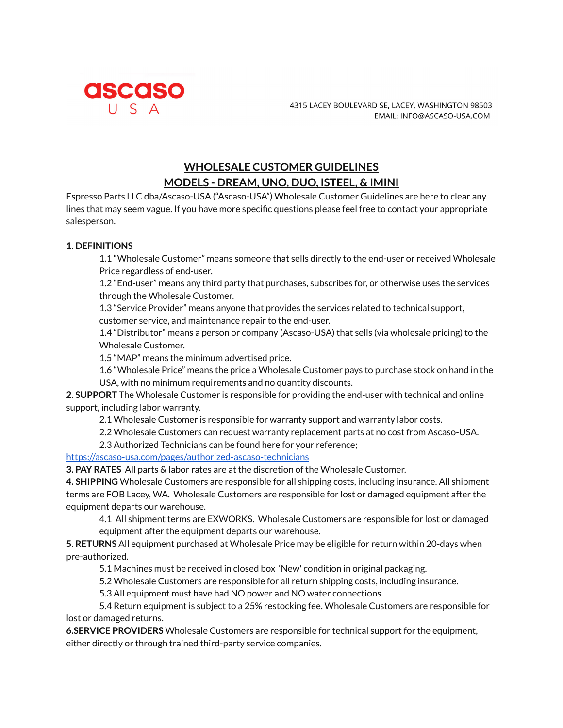ascaso USA

4315 LACEY BOULEVARD SE, LACEY, WASHINGTON 98503
EMAIL: INFO@ASCASO-USA.COM

# WHOLESALE CUSTOMER GUIDELINES
# MODELS - DREAM, UNO, DUO, ISTEEL, & IMINI

Espresso Parts LLC dba/Ascaso-USA ("Ascaso-USA") Wholesale Customer Guidelines are here to clear any lines that may seem vague. If you have more specific questions please feel free to contact your appropriate salesperson.

**1. DEFINITIONS**

1.1 "Wholesale Customer" means someone that sells directly to the end-user or received Wholesale Price regardless of end-user.

1.2 "End-user" means any third party that purchases, subscribes for, or otherwise uses the services through the Wholesale Customer.

1.3 "Service Provider" means anyone that provides the services related to technical support, customer service, and maintenance repair to the end-user.

1.4 "Distributor" means a person or company (Ascaso-USA) that sells (via wholesale pricing) to the Wholesale Customer.

1.5 "MAP" means the minimum advertised price.

1.6 "Wholesale Price" means the price a Wholesale Customer pays to purchase stock on hand in the USA, with no minimum requirements and no quantity discounts.

**2. SUPPORT** The Wholesale Customer is responsible for providing the end-user with technical and online support, including labor warranty.

2.1 Wholesale Customer is responsible for warranty support and warranty labor costs.

2.2 Wholesale Customers can request warranty replacement parts at no cost from Ascaso-USA.

2.3 Authorized Technicians can be found here for your reference;
https://ascaso-usa.com/pages/authorized-ascaso-technicians

**3. PAY RATES** All parts & labor rates are at the discretion of the Wholesale Customer.

**4. SHIPPING** Wholesale Customers are responsible for all shipping costs, including insurance. All shipment terms are FOB Lacey, WA. Wholesale Customers are responsible for lost or damaged equipment after the equipment departs our warehouse.

4.1 All shipment terms are EXWORKS. Wholesale Customers are responsible for lost or damaged equipment after the equipment departs our warehouse.

**5. RETURNS** All equipment purchased at Wholesale Price may be eligible for return within 20-days when pre-authorized.

5.1 Machines must be received in closed box 'New' condition in original packaging.

5.2 Wholesale Customers are responsible for all return shipping costs, including insurance.

5.3 All equipment must have had NO power and NO water connections.

5.4 Return equipment is subject to a 25% restocking fee. Wholesale Customers are responsible for lost or damaged returns.

**6.SERVICE PROVIDERS** Wholesale Customers are responsible for technical support for the equipment, either directly or through trained third-party service companies.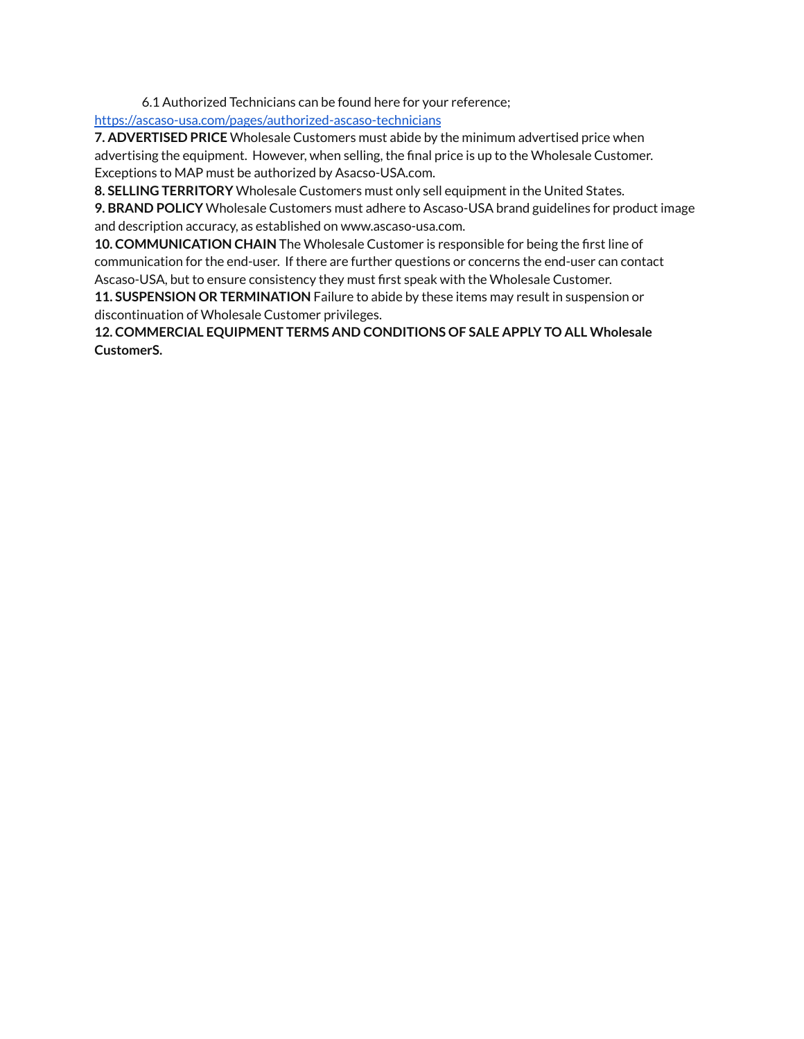6.1 Authorized Technicians can be found here for your reference; https://ascaso-usa.com/pages/authorized-ascaso-technicians

**7. ADVERTISED PRICE** Wholesale Customers must abide by the minimum advertised price when advertising the equipment. However, when selling, the final price is up to the Wholesale Customer. Exceptions to MAP must be authorized by Asacso-USA.com.

**8. SELLING TERRITORY** Wholesale Customers must only sell equipment in the United States.

**9. BRAND POLICY** Wholesale Customers must adhere to Ascaso-USA brand guidelines for product image and description accuracy, as established on www.ascaso-usa.com.

**10. COMMUNICATION CHAIN** The Wholesale Customer is responsible for being the first line of communication for the end-user. If there are further questions or concerns the end-user can contact Ascaso-USA, but to ensure consistency they must first speak with the Wholesale Customer.

**11. SUSPENSION OR TERMINATION** Failure to abide by these items may result in suspension or discontinuation of Wholesale Customer privileges.

**12. COMMERCIAL EQUIPMENT TERMS AND CONDITIONS OF SALE APPLY TO ALL Wholesale CustomerS.**